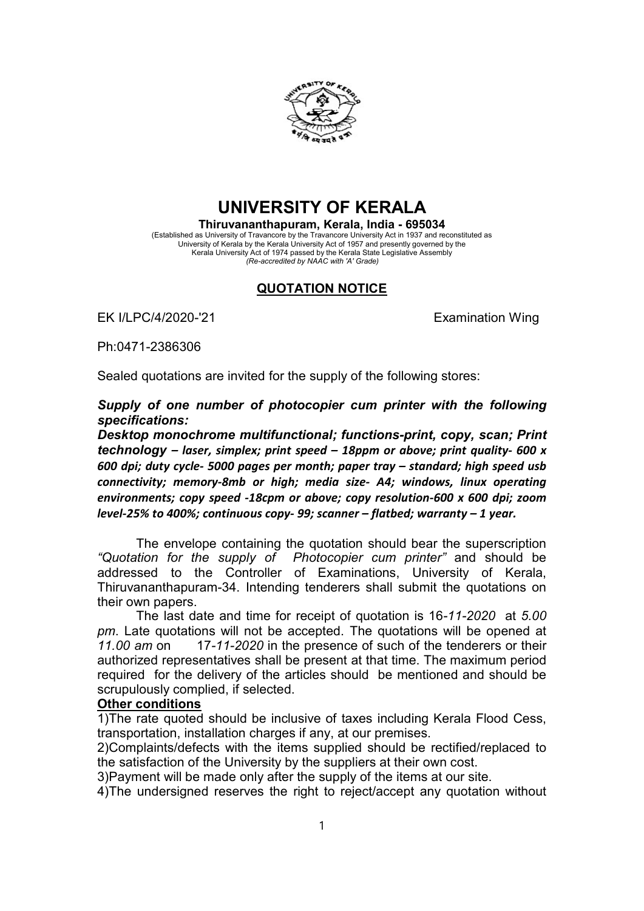# UNIVERSITY OF KERALA

**Thiruvananthapuram, Kerala, India - 695034**

(Established as University of Travancore by the Travancore University Act in 1937 and reconstituted as University of Kerala by the Kerala University Act of 1957 and presently governed by the Kerala University Act of 1974 passed by the Kerala State Legislative Assembly
*(Re-accredited by NAAC with 'A' Grade)*

## QUOTATION NOTICE

EK I/LPC/4/2020-'21 Examination Wing

Ph:0471-2386306

Sealed quotations are invited for the supply of the following stores:

***Supply of one number of photocopier cum printer with the following specifications:***

***Desktop monochrome multifunctional; functions-print, copy, scan; Print technology – laser, simplex; print speed – 18ppm or above; print quality- 600 x 600 dpi; duty cycle- 5000 pages per month; paper tray – standard; high speed usb connectivity; memory-8mb or high; media size- A4; windows, linux operating environments; copy speed -18cpm or above; copy resolution-600 x 600 dpi; zoom level-25% to 400%; continuous copy- 99; scanner – flatbed; warranty – 1 year.***

The envelope containing the quotation should bear the superscription *"Quotation for the supply of Photocopier cum printer"* and should be addressed to the Controller of Examinations, University of Kerala, Thiruvananthapuram-34. Intending tenderers shall submit the quotations on their own papers.

The last date and time for receipt of quotation is 16-*11-2020* at *5.00 pm*. Late quotations will not be accepted. The quotations will be opened at *11.00 am* on 17-*11-2020* in the presence of such of the tenderers or their authorized representatives shall be present at that time. The maximum period required for the delivery of the articles should be mentioned and should be scrupulously complied, if selected.

**Other conditions**

1)The rate quoted should be inclusive of taxes including Kerala Flood Cess, transportation, installation charges if any, at our premises.

2)Complaints/defects with the items supplied should be rectified/replaced to the satisfaction of the University by the suppliers at their own cost.

3)Payment will be made only after the supply of the items at our site.

4)The undersigned reserves the right to reject/accept any quotation without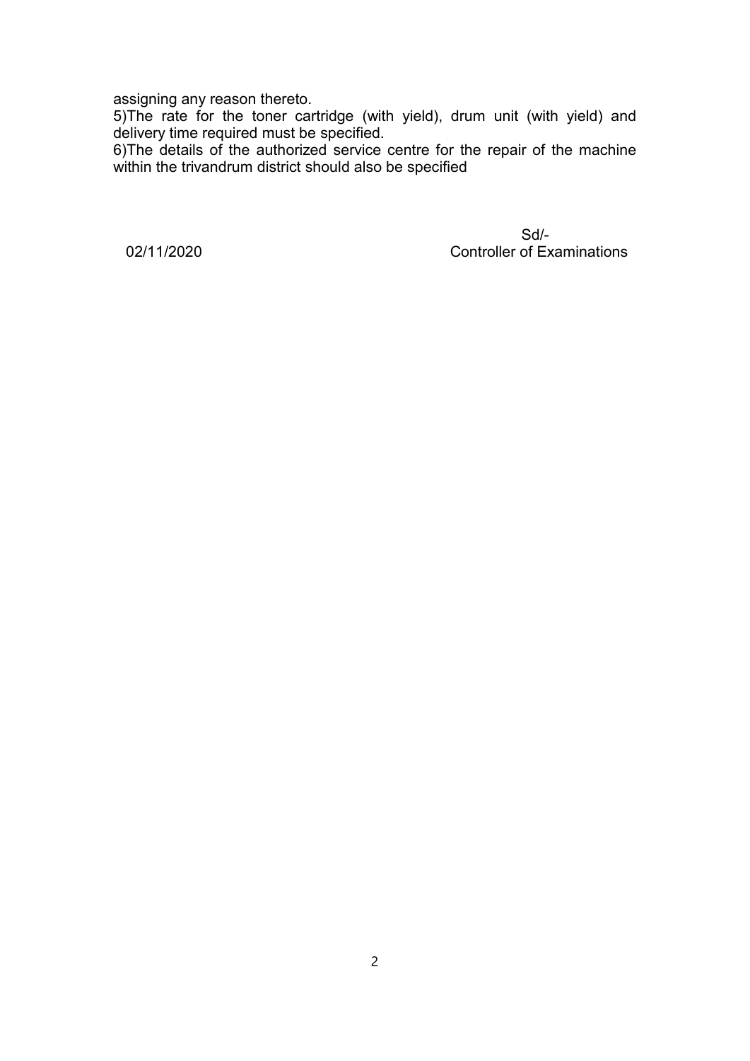assigning any reason thereto.

5)The rate for the toner cartridge (with yield), drum unit (with yield) and delivery time required must be specified.

6)The details of the authorized service centre for the repair of the machine within the trivandrum district should also be specified

Sd/-

02/11/2020 Controller of Examinations